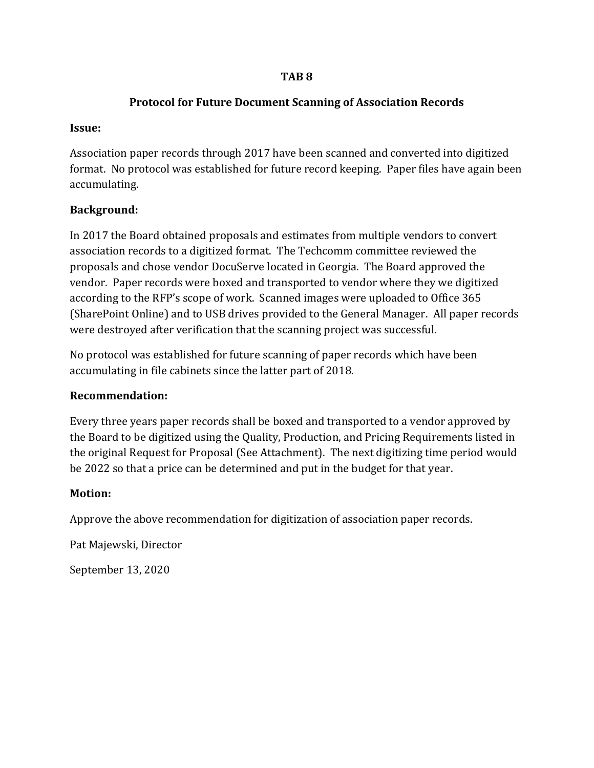# TAB 8

## Protocol for Future Document Scanning of Association Records

**Issue:**

Association paper records through 2017 have been scanned and converted into digitized format. No protocol was established for future record keeping. Paper files have again been accumulating.

**Background:**

In 2017 the Board obtained proposals and estimates from multiple vendors to convert association records to a digitized format. The Techcomm committee reviewed the proposals and chose vendor DocuServe located in Georgia. The Board approved the vendor. Paper records were boxed and transported to vendor where they we digitized according to the RFP's scope of work. Scanned images were uploaded to Office 365 (SharePoint Online) and to USB drives provided to the General Manager. All paper records were destroyed after verification that the scanning project was successful.

No protocol was established for future scanning of paper records which have been accumulating in file cabinets since the latter part of 2018.

**Recommendation:**

Every three years paper records shall be boxed and transported to a vendor approved by the Board to be digitized using the Quality, Production, and Pricing Requirements listed in the original Request for Proposal (See Attachment). The next digitizing time period would be 2022 so that a price can be determined and put in the budget for that year.

**Motion:**

Approve the above recommendation for digitization of association paper records.

Pat Majewski, Director

September 13, 2020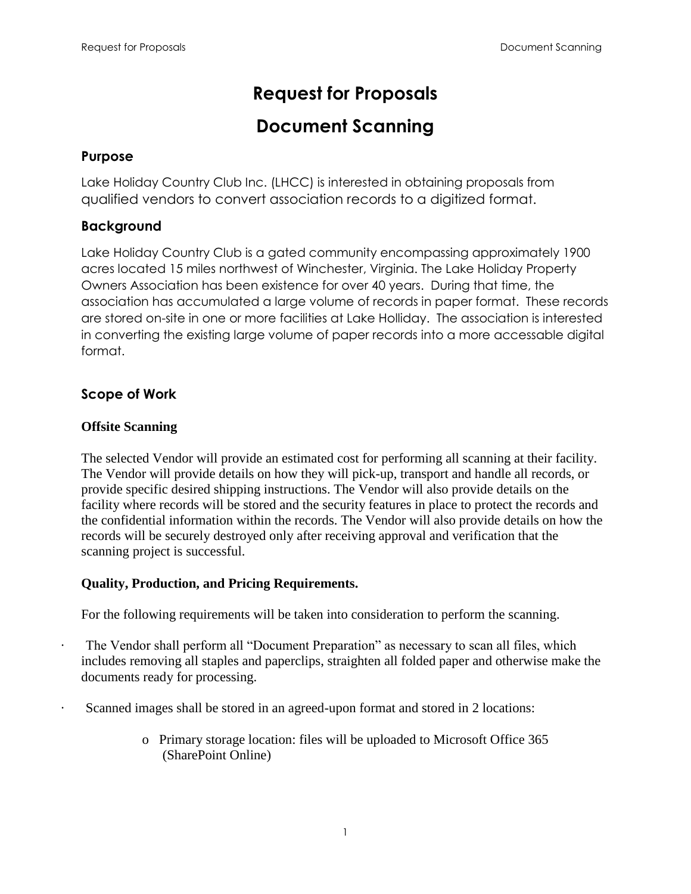# Request for Proposals

# Document Scanning

## Purpose

Lake Holiday Country Club Inc. (LHCC) is interested in obtaining proposals from qualified vendors to convert association records to a digitized format.

## Background

Lake Holiday Country Club is a gated community encompassing approximately 1900 acres located 15 miles northwest of Winchester, Virginia. The Lake Holiday Property Owners Association has been existence for over 40 years. During that time, the association has accumulated a large volume of records in paper format. These records are stored on-site in one or more facilities at Lake Holliday. The association is interested in converting the existing large volume of paper records into a more accessable digital format.

## Scope of Work

### Offsite Scanning

The selected Vendor will provide an estimated cost for performing all scanning at their facility. The Vendor will provide details on how they will pick-up, transport and handle all records, or provide specific desired shipping instructions. The Vendor will also provide details on the facility where records will be stored and the security features in place to protect the records and the confidential information within the records. The Vendor will also provide details on how the records will be securely destroyed only after receiving approval and verification that the scanning project is successful.

### Quality, Production, and Pricing Requirements.

For the following requirements will be taken into consideration to perform the scanning.

- The Vendor shall perform all "Document Preparation" as necessary to scan all files, which includes removing all staples and paperclips, straighten all folded paper and otherwise make the documents ready for processing.
- Scanned images shall be stored in an agreed-upon format and stored in 2 locations:
  - Primary storage location: files will be uploaded to Microsoft Office 365 (SharePoint Online)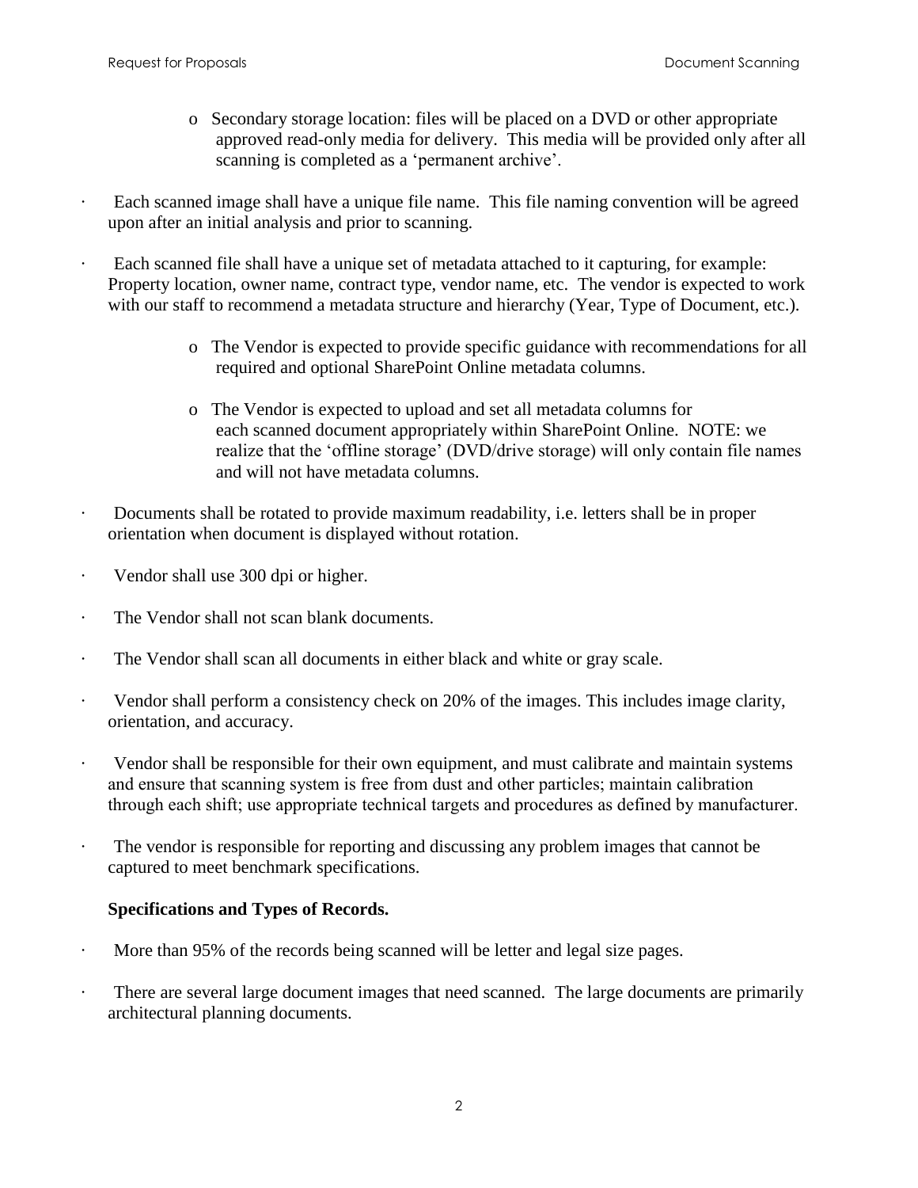- Secondary storage location: files will be placed on a DVD or other appropriate approved read-only media for delivery. This media will be provided only after all scanning is completed as a 'permanent archive'.

- Each scanned image shall have a unique file name. This file naming convention will be agreed upon after an initial analysis and prior to scanning.

- Each scanned file shall have a unique set of metadata attached to it capturing, for example: Property location, owner name, contract type, vendor name, etc. The vendor is expected to work with our staff to recommend a metadata structure and hierarchy (Year, Type of Document, etc.).

  - The Vendor is expected to provide specific guidance with recommendations for all required and optional SharePoint Online metadata columns.

  - The Vendor is expected to upload and set all metadata columns for each scanned document appropriately within SharePoint Online. NOTE: we realize that the 'offline storage' (DVD/drive storage) will only contain file names and will not have metadata columns.

- Documents shall be rotated to provide maximum readability, i.e. letters shall be in proper orientation when document is displayed without rotation.

- Vendor shall use 300 dpi or higher.

- The Vendor shall not scan blank documents.

- The Vendor shall scan all documents in either black and white or gray scale.

- Vendor shall perform a consistency check on 20% of the images. This includes image clarity, orientation, and accuracy.

- Vendor shall be responsible for their own equipment, and must calibrate and maintain systems and ensure that scanning system is free from dust and other particles; maintain calibration through each shift; use appropriate technical targets and procedures as defined by manufacturer.

- The vendor is responsible for reporting and discussing any problem images that cannot be captured to meet benchmark specifications.

**Specifications and Types of Records.**

- More than 95% of the records being scanned will be letter and legal size pages.

- There are several large document images that need scanned. The large documents are primarily architectural planning documents.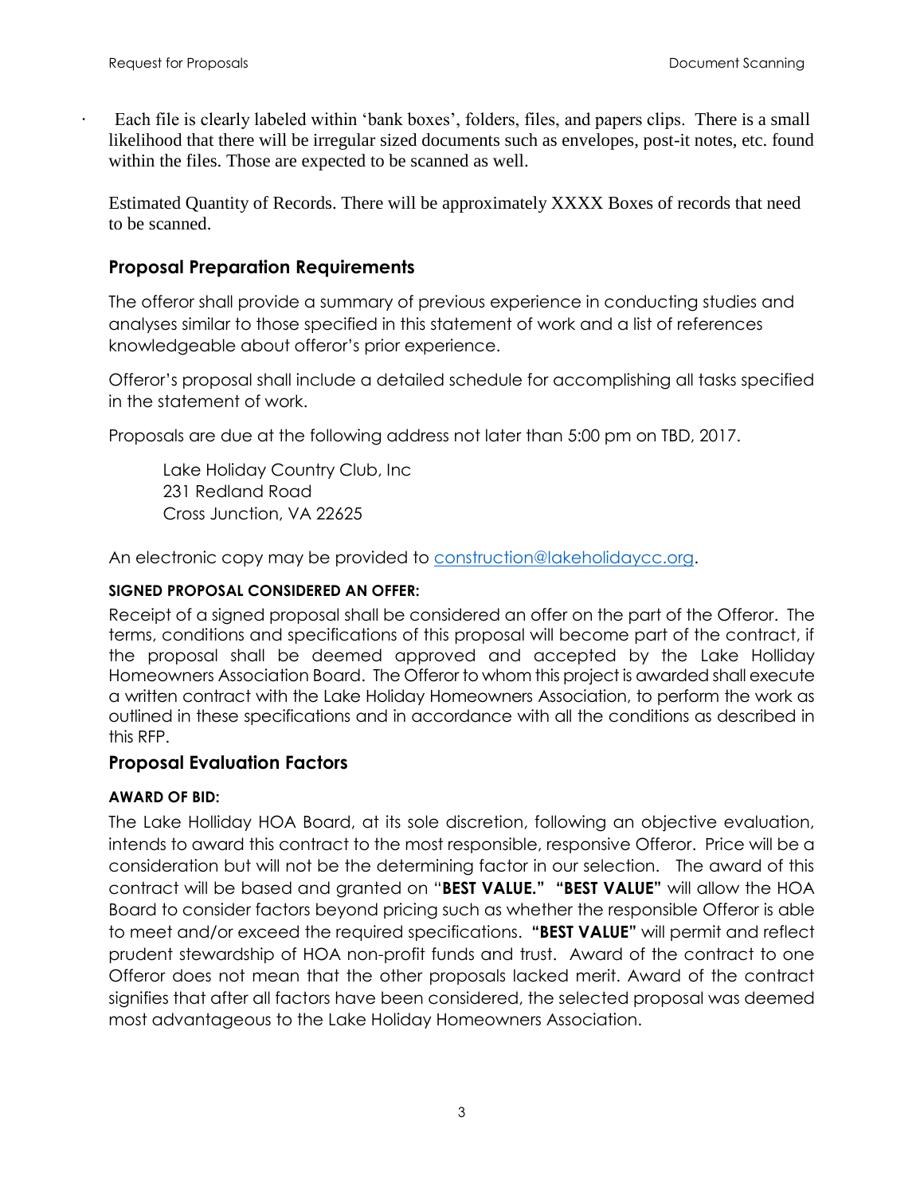- Each file is clearly labeled within 'bank boxes', folders, files, and papers clips. There is a small likelihood that there will be irregular sized documents such as envelopes, post-it notes, etc. found within the files. Those are expected to be scanned as well.

Estimated Quantity of Records. There will be approximately XXXX Boxes of records that need to be scanned.

## Proposal Preparation Requirements

The offeror shall provide a summary of previous experience in conducting studies and analyses similar to those specified in this statement of work and a list of references knowledgeable about offeror's prior experience.

Offeror's proposal shall include a detailed schedule for accomplishing all tasks specified in the statement of work.

Proposals are due at the following address not later than 5:00 pm on TBD, 2017.

Lake Holiday Country Club, Inc
231 Redland Road
Cross Junction, VA 22625

An electronic copy may be provided to construction@lakeholidaycc.org.

**SIGNED PROPOSAL CONSIDERED AN OFFER:**

Receipt of a signed proposal shall be considered an offer on the part of the Offeror. The terms, conditions and specifications of this proposal will become part of the contract, if the proposal shall be deemed approved and accepted by the Lake Holliday Homeowners Association Board. The Offeror to whom this project is awarded shall execute a written contract with the Lake Holiday Homeowners Association, to perform the work as outlined in these specifications and in accordance with all the conditions as described in this RFP.

## Proposal Evaluation Factors

**AWARD OF BID:**

The Lake Holliday HOA Board, at its sole discretion, following an objective evaluation, intends to award this contract to the most responsible, responsive Offeror. Price will be a consideration but will not be the determining factor in our selection. The award of this contract will be based and granted on "**BEST VALUE." "BEST VALUE"** will allow the HOA Board to consider factors beyond pricing such as whether the responsible Offeror is able to meet and/or exceed the required specifications. **"BEST VALUE"** will permit and reflect prudent stewardship of HOA non-profit funds and trust. Award of the contract to one Offeror does not mean that the other proposals lacked merit. Award of the contract signifies that after all factors have been considered, the selected proposal was deemed most advantageous to the Lake Holiday Homeowners Association.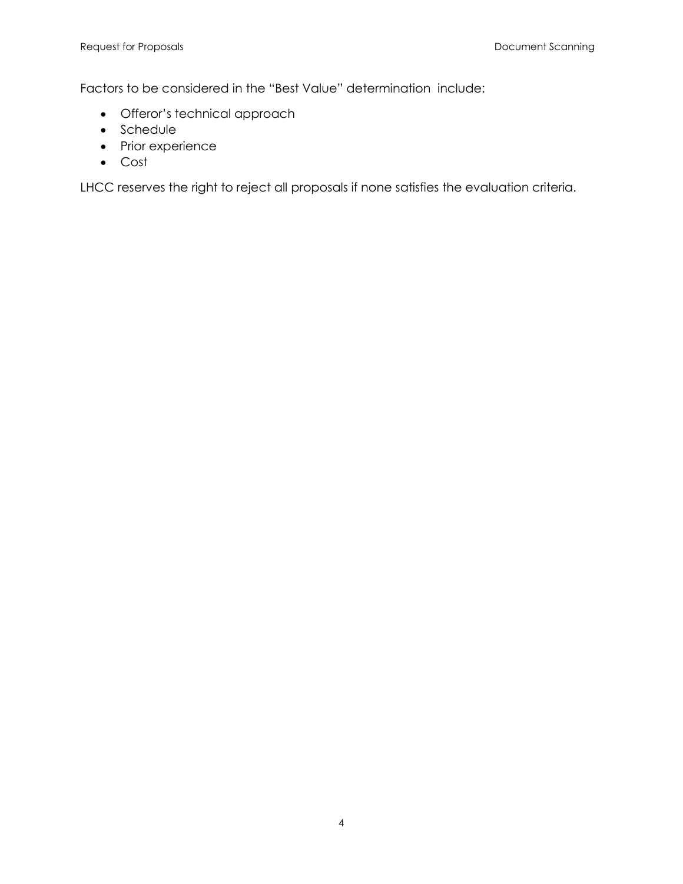Factors to be considered in the "Best Value" determination  include:

- Offeror's technical approach
- Schedule
- Prior experience
- Cost

LHCC reserves the right to reject all proposals if none satisfies the evaluation criteria.